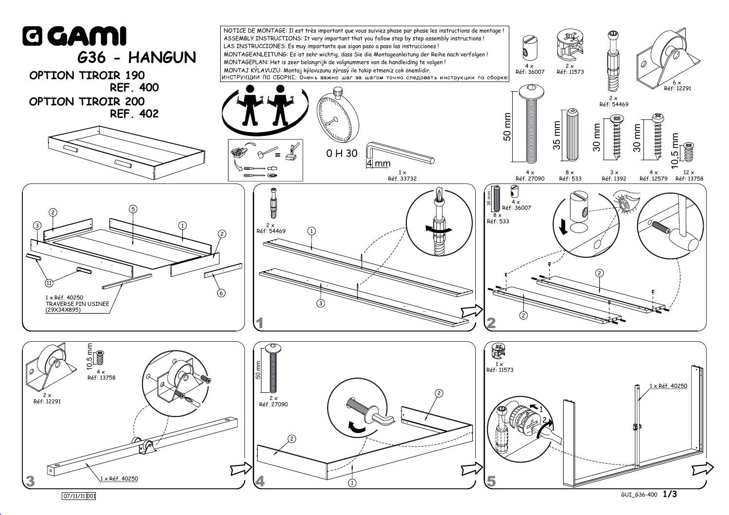# GAMI

## G36 - HANGUN

**OPTION TIROIR 190 REF. 400**

**OPTION TIROIR 200 REF. 402**

NOTICE DE MONTAGE: Il est très important que vous suiviez phase par phase les instructions de montage !
ASSEMBLY INSTRUCTIONS: It very important that you follow step by step assembly instructions !
LAS INSTRUCCIONES: Es muy importante que sigan paso a paso las instrucciones !
MONTAGEANLEITUNG: Es ist sehr wichtig, dass Sie die Montageanleitung der Reihe nach verfolgen !
MONTAGEPLAN: Het is zeer belangrijk de volgnummers van de handleiding te volgen !
MONTAJ KÝLAVUZU: Montaj kýlavuzunu sýrasý ile takip etmeniz cok önemlidir.
ИНСТРУКЦИИ ПО СБОРКЕ: Очень важно шаг за шагом точно следовать инструкции по сборке:

0 H 30

4 mm — 1 x Réf. 33732

- 4 x Réf: 36007
- 2 x Réf: 11573
- 2 x Réf: 54469
- 6 x Réf: 12291
- 50 mm — 4 x Réf: 27090
- 35 mm — 8 x Réf: 533
- 30 mm — 3 x Réf: 1392
- 30 mm — 4 x Réf: 12579
- 10,5 mm — 12 x Réf: 13758

1 x Réf. 40250 TRAVERSE PIN USINEE (29X34X895)

**1** — 2 x Réf: 54469

**2** — 35 mm 8 x Réf: 533; 4 x Réf: 36007

**3** — 2 x Réf: 12291; 10,5 mm 4 x Réf: 13758; 1 x Réf. 40250

**4** — 50 mm 2 x Réf: 27090

**5** — 1 x Réf: 11573; 1 x Réf. 40250

07/11/11 001

GUI_G36-400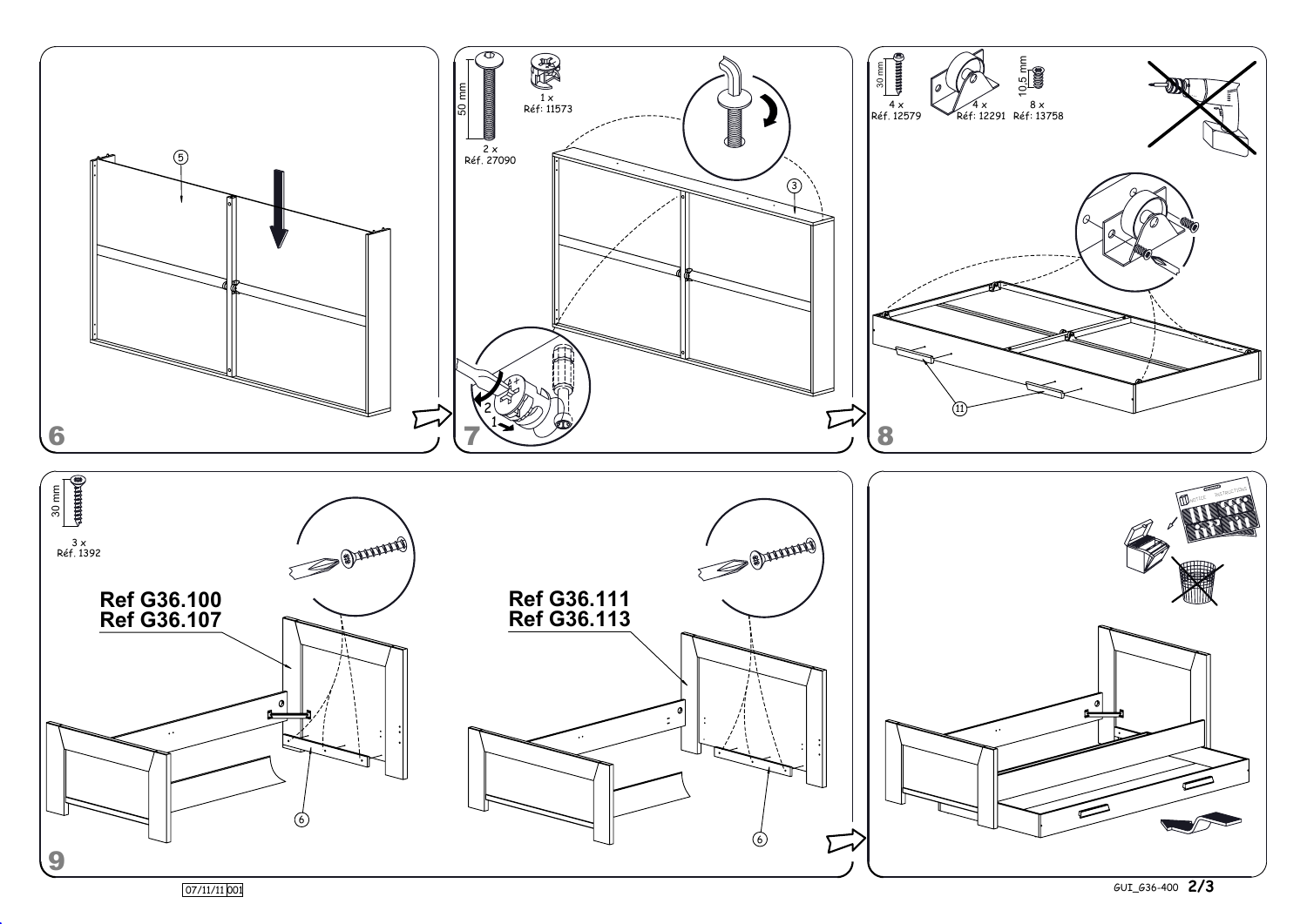## 6

⑤

## 7

50 mm

2 x
Réf. 27090

1 x
Réf: 11573

③

## 8

30 mm

4 x
Réf. 12579

4 x
Réf: 12291

10,5 mm

8 x
Réf: 13758

⑪

## 9

30 mm

3 x
Réf. 1392

**Ref G36.100**
**Ref G36.107**

⑥

**Ref G36.111**
**Ref G36.113**

⑥

07/11/11 001

GUI_G36-400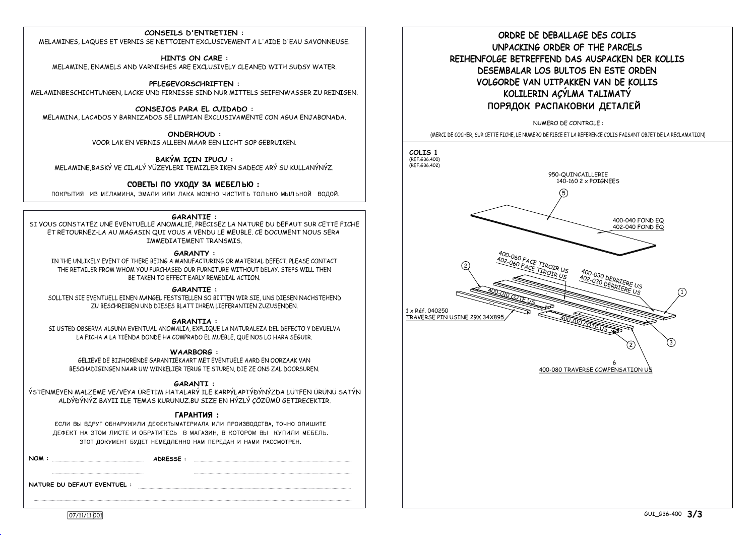## CONSEILS D'ENTRETIEN :

MELAMINES, LAQUES ET VERNIS SE NETTOIENT EXCLUSIVEMENT A L'AIDE D'EAU SAVONNEUSE.

## HINTS ON CARE :

MELAMINE, ENAMELS AND VARNISHES ARE EXCLUSIVELY CLEANED WITH SUDSY WATER.

## PFLEGEVORSCHRIFTEN :

MELAMINBESCHICHTUNGEN, LACKE UND FIRNISSE SIND NUR MITTELS SEIFENWASSER ZU REINIGEN.

## CONSEJOS PARA EL CUIDADO :

MELAMINA, LACADOS Y BARNIZADOS SE LIMPIAN EXCLUSIVAMENTE CON AGUA ENJABONADA.

## ONDERHOUD :

VOOR LAK EN VERNIS ALLEEN MAAR EEN LICHT SOP GEBRUIKEN.

## BAKÝM IÇIN IPUCU :

MELAMINE,BASKÝ VE CILALÝ YÜZEYLERI TEMIZLER IKEN SADECE ARÝ SU KULLANÝNÝZ.

## СОВЕТЫ ПО УХОДУ ЗА МЕБЕЛЬЮ :

ПОКРЫТИЯ ИЗ МЕЛАМИНА, ЭМАЛИ ИЛИ ЛАКА МОЖНО ЧИСТИТЬ ТОЛЬКО МЫЛЬНОЙ ВОДОЙ.

## GARANTIE :

SI VOUS CONSTATEZ UNE EVENTUELLE ANOMALIE, PRECISEZ LA NATURE DU DEFAUT SUR CETTE FICHE ET RETOURNEZ-LA AU MAGASIN QUI VOUS A VENDU LE MEUBLE. CE DOCUMENT NOUS SERA IMMEDIATEMENT TRANSMIS.

## GARANTY :

IN THE UNLIKELY EVENT OF THERE BEING A MANUFACTURING OR MATERIAL DEFECT, PLEASE CONTACT THE RETAILER FROM WHOM YOU PURCHASED OUR FURNITURE WITHOUT DELAY. STEPS WILL THEN BE TAKEN TO EFFECT EARLY REMEDIAL ACTION.

## GARANTIE :

SOLLTEN SIE EVENTUELL EINEN MANGEL FESTSTELLEN SO BITTEN WIR SIE, UNS DIESEN NACHSTEHEND ZU BESCHREIBEN UND DIESES BLATT IHREM LIEFERANTIEN ZUZUSENDEN.

## GARANTIA :

SI USTED OBSERVA ALGUNA EVENTUAL ANOMALIA, EXPLIQUE LA NATURALEZA DEL DEFECTO Y DEVUELVA LA FICHA A LA TIENDA DONDE HA COMPRADO EL MUEBLE, QUE NOS LO HARA SEGUIR.

## WAARBORG :

GELIEVE DE BIJHORENDE GARANTIEKAART MET EVENTUELE AARD EN OORZAAK VAN BESCHADIGINGEN NAAR UW WINKELIER TERUG TE STUREN, DIE ZE ONS ZAL DOORSUREN.

## GARANTI :

ÝSTENMEYEN MALZEME VE/VEYA ÜRETIM HATALARÝ ILE KARPÝLAPTÝÐÝNÝZDA LÜTFEN ÜRÜNÜ SATÝN ALDÝÐÝNÝZ BAYII ILE TEMAS KURUNUZ.BU SIZE EN HÝZLÝ ÇÖZÜMÜ GETIRECEKTIR.

## ГАРАНТИЯ :

ЕСЛИ ВЫ ВДРУГ ОБНАРУЖИЛИ ДЕФЕКТЫМАТЕРИАЛА ИЛИ ПРОИЗВОДСТВА, ТОЧНО ОПИШИТЕ ДЕФЕКТ НА ЭТОМ ЛИСТЕ И ОБРАТИТЕСЬ В МАГАЗИН, В КОТОРОМ ВЫ КУПИЛИ МЕБЕЛЬ. ЭТОТ ДОКУМЕНТ БУДЕТ НЕМЕДЛЕННО НАМ ПЕРЕДАН И НАМИ РАССМОТРЕН.

**NOM :** ............................ **ADRESSE :** ............................

**NATURE DU DEFAUT EVENTUEL :** ............................

07/11/11 001

# ORDRE DE DEBALLAGE DES COLIS
# UNPACKING ORDER OF THE PARCELS
# REIHENFOLGE BETREFFEND DAS AUSPACKEN DER KOLLIS
# DESEMBALAR LOS BULTOS EN ESTE ORDEN
# VOLGORDE VAN UITPAKKEN VAN DE KOLLIS
# KOLILERIN AÇÝLMA TALIMATÝ
# ПОРЯДОК РАСПАКОВКИ ДЕТАЛЕЙ

NUMERO DE CONTROLE :

(MERCI DE COCHER, SUR CETTE FICHE, LE NUMERO DE PIECE ET LA REFERENCE COLIS FAISANT OBJET DE LA RECLAMATION)

**COLIS 1**
(REF.G36.400)
(REF.G36.402)

5
950-QUINCAILLERIE
140-160 2 x POIGNEES

400-040 FOND EQ
402-040 FOND EQ

400-060 FACE TIROIR US
402-060 FACE TIROIR US

400-030 DERRIERE US
402-030 DERRIERE US

1

2
400-010 COTE US

1 x Réf. 040250
TRAVERSE PIN USINE 29X 34X895

400-010 COTE US

2

3

6
400-080 TRAVERSE COMPENSATION US

GUI_G36-400